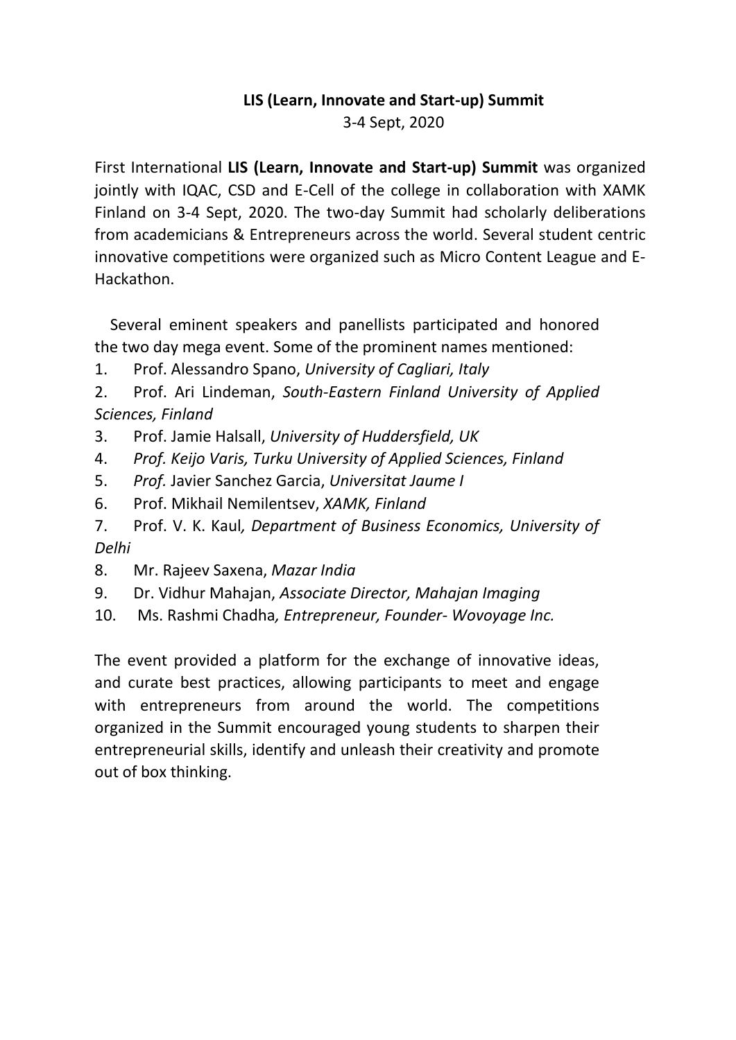**LIS (Learn, Innovate and Start-up) Summit**

3-4 Sept, 2020

First International **LIS (Learn, Innovate and Start-up) Summit** was organized jointly with IQAC, CSD and E-Cell of the college in collaboration with XAMK Finland on 3-4 Sept, 2020. The two-day Summit had scholarly deliberations from academicians & Entrepreneurs across the world. Several student centric innovative competitions were organized such as Micro Content League and E-Hackathon.

Several eminent speakers and panellists participated and honored the two day mega event. Some of the prominent names mentioned:

1. Prof. Alessandro Spano, *University of Cagliari, Italy*
2. Prof. Ari Lindeman, *South-Eastern Finland University of Applied Sciences, Finland*
3. Prof. Jamie Halsall, *University of Huddersfield, UK*
4. *Prof. Keijo Varis, Turku University of Applied Sciences, Finland*
5. *Prof.* Javier Sanchez Garcia, *Universitat Jaume I*
6. Prof. Mikhail Nemilentsev, *XAMK, Finland*
7. Prof. V. K. Kaul*, Department of Business Economics, University of Delhi*
8. Mr. Rajeev Saxena, *Mazar India*
9. Dr. Vidhur Mahajan, *Associate Director, Mahajan Imaging*
10. Ms. Rashmi Chadha*, Entrepreneur, Founder- Wovoyage Inc.*

The event provided a platform for the exchange of innovative ideas, and curate best practices, allowing participants to meet and engage with entrepreneurs from around the world. The competitions organized in the Summit encouraged young students to sharpen their entrepreneurial skills, identify and unleash their creativity and promote out of box thinking.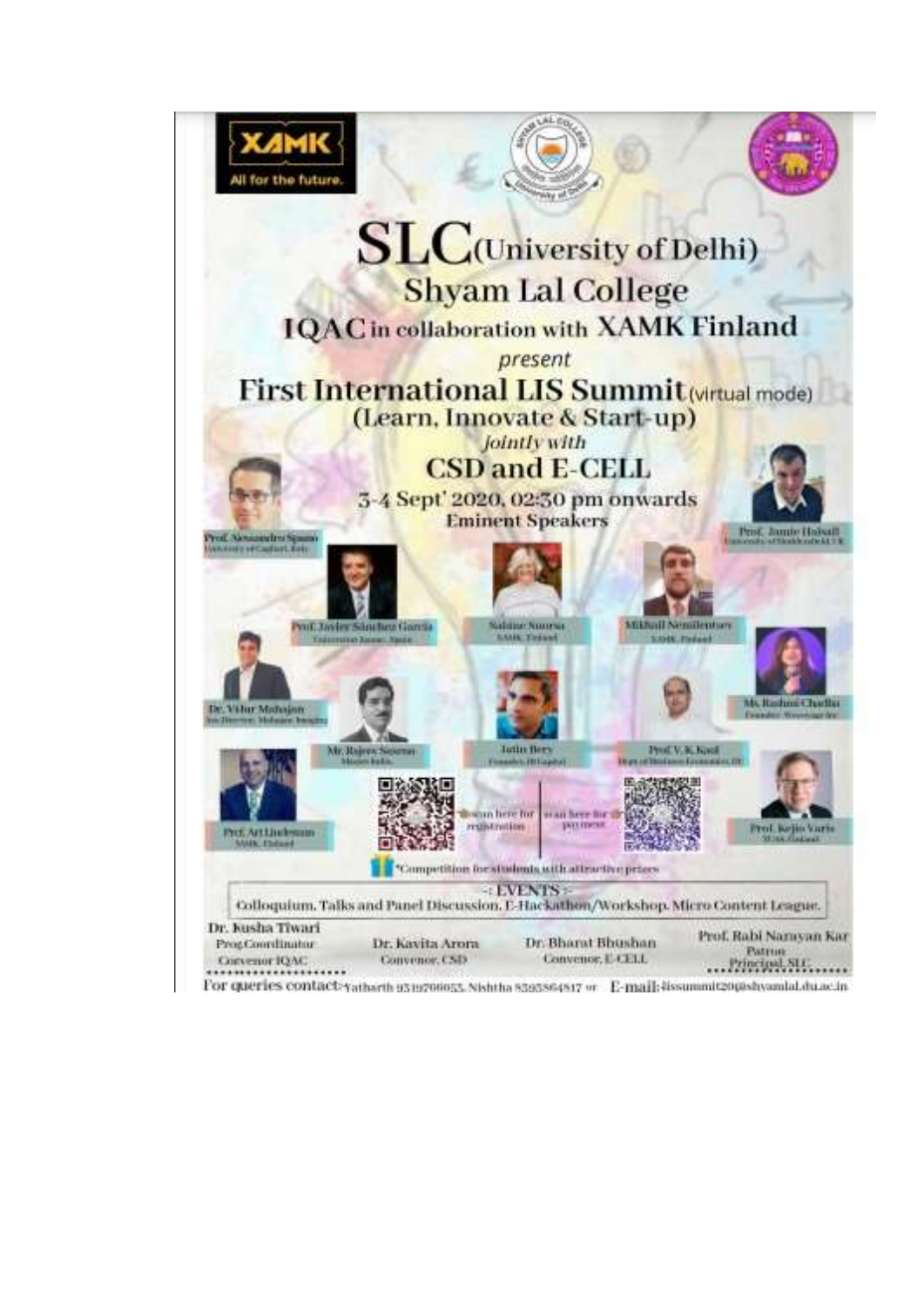XAMK
All for the future.

# SLC (University of Delhi)

## Shyam Lal College

## IQAC in collaboration with XAMK Finland

*present*

# First International LIS Summit (virtual mode)

### (Learn, Innovate & Start-up)

*jointly with*

## CSD and E-CELL

3-4 Sept' 2020, 02:30 pm onwards

**Eminent Speakers**

Prof. Alessandro Spano
University of Cagliari, Italy

Prof. Jamie Halsall
University of Huddersfield, UK

Prof. Javier Sanchez Garcia
Universitat Jaume I, Spain

Sabine Nuorsa
XAMK, Finland

Mikhail Nemilentsev
XAMK, Finland

Dr. Vidur Mahajan
Dir., Mahajan Imaging

Ms. Rashmi Chadha
Founder, Wavestage Inc

Mr. Rajeev Saxena
Master India

Jatin Bery
Founder, JB Capital

Prof. V. K. Kaul
Dept. of Business Economics, DU

Prof. Ari Lindeman
XAMK, Finland

Prof. Keijo Varis
XAMK, Finland

scan here for registration

scan here for payment

*Competition for students with attractive prizes

-: EVENTS :-

Colloquium, Talks and Panel Discussion, E-Hackathon/Workshop, Micro Content League.

Dr. Kusha Tiwari
Prog.Coordinator
Convenor IQAC

Dr. Kavita Arora
Convenor, CSD

Dr. Bharat Bhushan
Convenor, E-CELL

Prof. Rabi Narayan Kar
Patron
Principal, SLC

For queries contact: Yatharth 9319766055, Nishtha 8595864817 or E-mail: lissummit20@shyamlal.du.ac.in